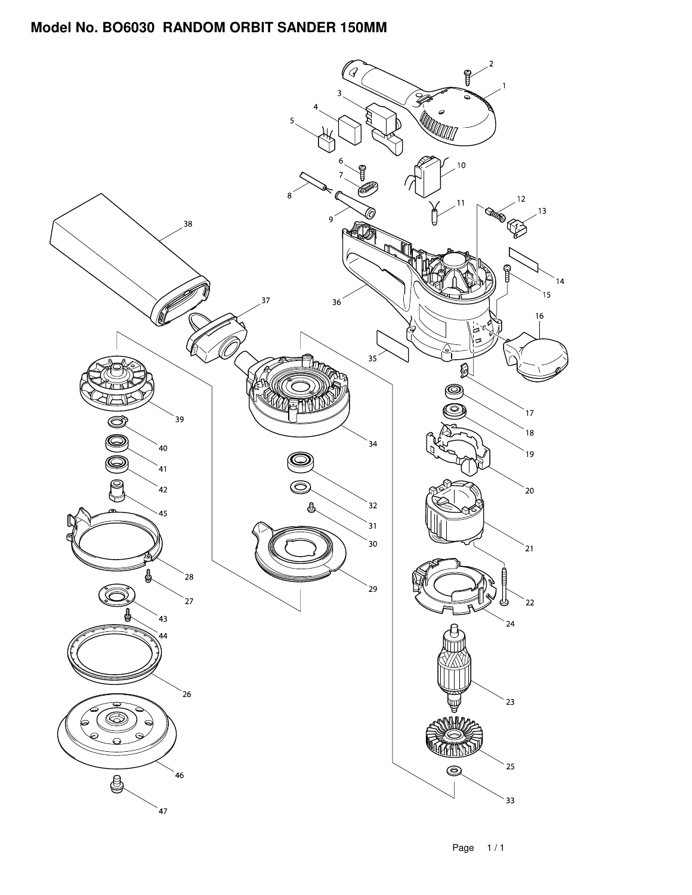# Model No. BO6030 RANDOM ORBIT SANDER 150MM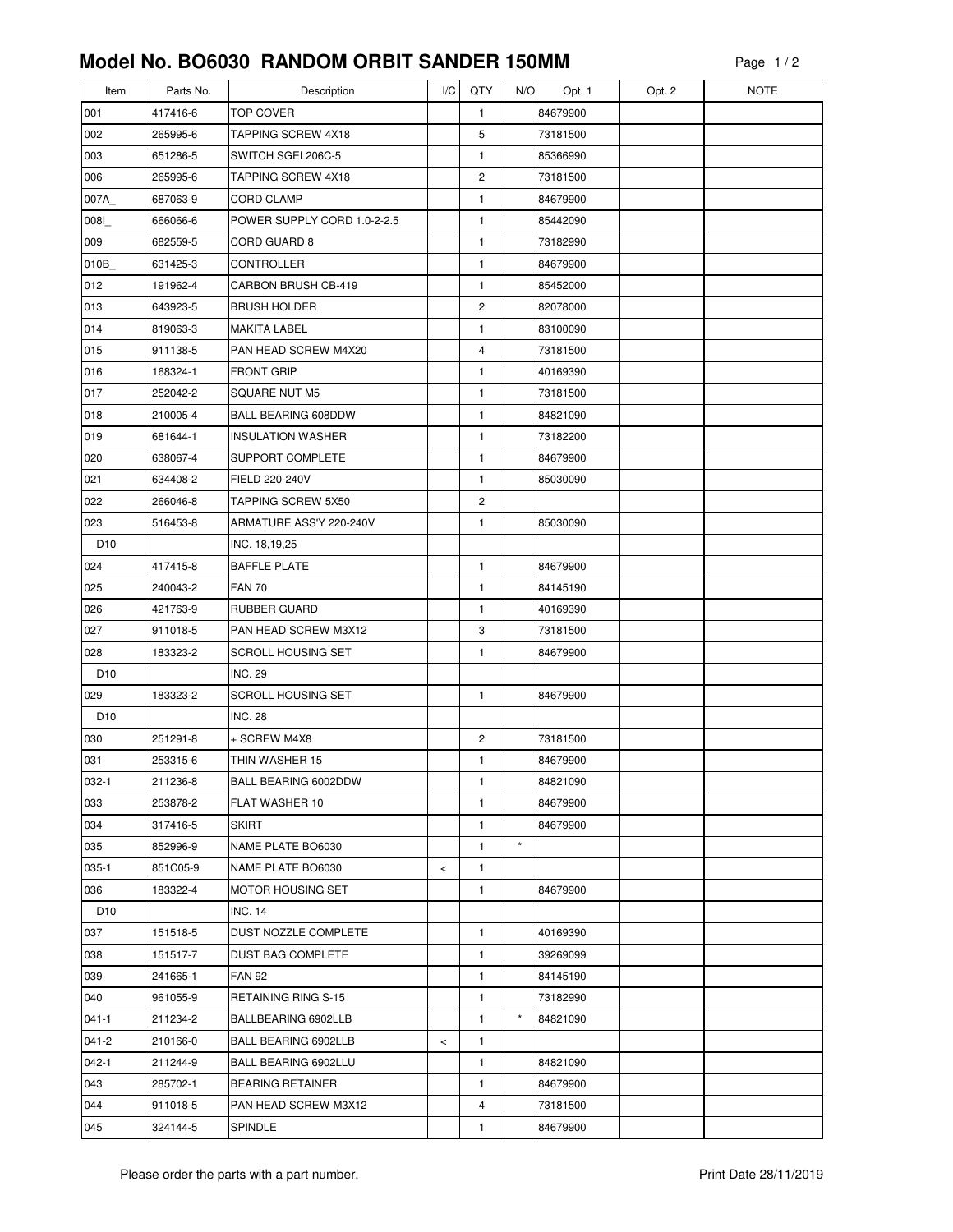# Model No. BO6030 RANDOM ORBIT SANDER 150MM

| Item | Parts No. | Description | I/C | QTY | N/O | Opt. 1 | Opt. 2 | NOTE |
|---|---|---|---|---|---|---|---|---|
| 001 | 417416-6 | TOP COVER | | 1 | | 84679900 | | |
| 002 | 265995-6 | TAPPING SCREW 4X18 | | 5 | | 73181500 | | |
| 003 | 651286-5 | SWITCH SGEL206C-5 | | 1 | | 85366990 | | |
| 006 | 265995-6 | TAPPING SCREW 4X18 | | 2 | | 73181500 | | |
| 007A_ | 687063-9 | CORD CLAMP | | 1 | | 84679900 | | |
| 008I_ | 666066-6 | POWER SUPPLY CORD 1.0-2-2.5 | | 1 | | 85442090 | | |
| 009 | 682559-5 | CORD GUARD 8 | | 1 | | 73182990 | | |
| 010B_ | 631425-3 | CONTROLLER | | 1 | | 84679900 | | |
| 012 | 191962-4 | CARBON BRUSH CB-419 | | 1 | | 85452000 | | |
| 013 | 643923-5 | BRUSH HOLDER | | 2 | | 82078000 | | |
| 014 | 819063-3 | MAKITA LABEL | | 1 | | 83100090 | | |
| 015 | 911138-5 | PAN HEAD SCREW M4X20 | | 4 | | 73181500 | | |
| 016 | 168324-1 | FRONT GRIP | | 1 | | 40169390 | | |
| 017 | 252042-2 | SQUARE NUT M5 | | 1 | | 73181500 | | |
| 018 | 210005-4 | BALL BEARING 608DDW | | 1 | | 84821090 | | |
| 019 | 681644-1 | INSULATION WASHER | | 1 | | 73182200 | | |
| 020 | 638067-4 | SUPPORT COMPLETE | | 1 | | 84679900 | | |
| 021 | 634408-2 | FIELD 220-240V | | 1 | | 85030090 | | |
| 022 | 266046-8 | TAPPING SCREW 5X50 | | 2 | | | | |
| 023 | 516453-8 | ARMATURE ASS'Y 220-240V | | 1 | | 85030090 | | |
| D10 | | INC. 18,19,25 | | | | | | |
| 024 | 417415-8 | BAFFLE PLATE | | 1 | | 84679900 | | |
| 025 | 240043-2 | FAN 70 | | 1 | | 84145190 | | |
| 026 | 421763-9 | RUBBER GUARD | | 1 | | 40169390 | | |
| 027 | 911018-5 | PAN HEAD SCREW M3X12 | | 3 | | 73181500 | | |
| 028 | 183323-2 | SCROLL HOUSING SET | | 1 | | 84679900 | | |
| D10 | | INC. 29 | | | | | | |
| 029 | 183323-2 | SCROLL HOUSING SET | | 1 | | 84679900 | | |
| D10 | | INC. 28 | | | | | | |
| 030 | 251291-8 | + SCREW M4X8 | | 2 | | 73181500 | | |
| 031 | 253315-6 | THIN WASHER 15 | | 1 | | 84679900 | | |
| 032-1 | 211236-8 | BALL BEARING 6002DDW | | 1 | | 84821090 | | |
| 033 | 253878-2 | FLAT WASHER 10 | | 1 | | 84679900 | | |
| 034 | 317416-5 | SKIRT | | 1 | | 84679900 | | |
| 035 | 852996-9 | NAME PLATE BO6030 | | 1 | * | | | |
| 035-1 | 851C05-9 | NAME PLATE BO6030 | < | 1 | | | | |
| 036 | 183322-4 | MOTOR HOUSING SET | | 1 | | 84679900 | | |
| D10 | | INC. 14 | | | | | | |
| 037 | 151518-5 | DUST NOZZLE COMPLETE | | 1 | | 40169390 | | |
| 038 | 151517-7 | DUST BAG COMPLETE | | 1 | | 39269099 | | |
| 039 | 241665-1 | FAN 92 | | 1 | | 84145190 | | |
| 040 | 961055-9 | RETAINING RING S-15 | | 1 | | 73182990 | | |
| 041-1 | 211234-2 | BALLBEARING 6902LLB | | 1 | * | 84821090 | | |
| 041-2 | 210166-0 | BALL BEARING 6902LLB | < | 1 | | | | |
| 042-1 | 211244-9 | BALL BEARING 6902LLU | | 1 | | 84821090 | | |
| 043 | 285702-1 | BEARING RETAINER | | 1 | | 84679900 | | |
| 044 | 911018-5 | PAN HEAD SCREW M3X12 | | 4 | | 73181500 | | |
| 045 | 324144-5 | SPINDLE | | 1 | | 84679900 | | |

Please order the parts with a part number.

Print Date 28/11/2019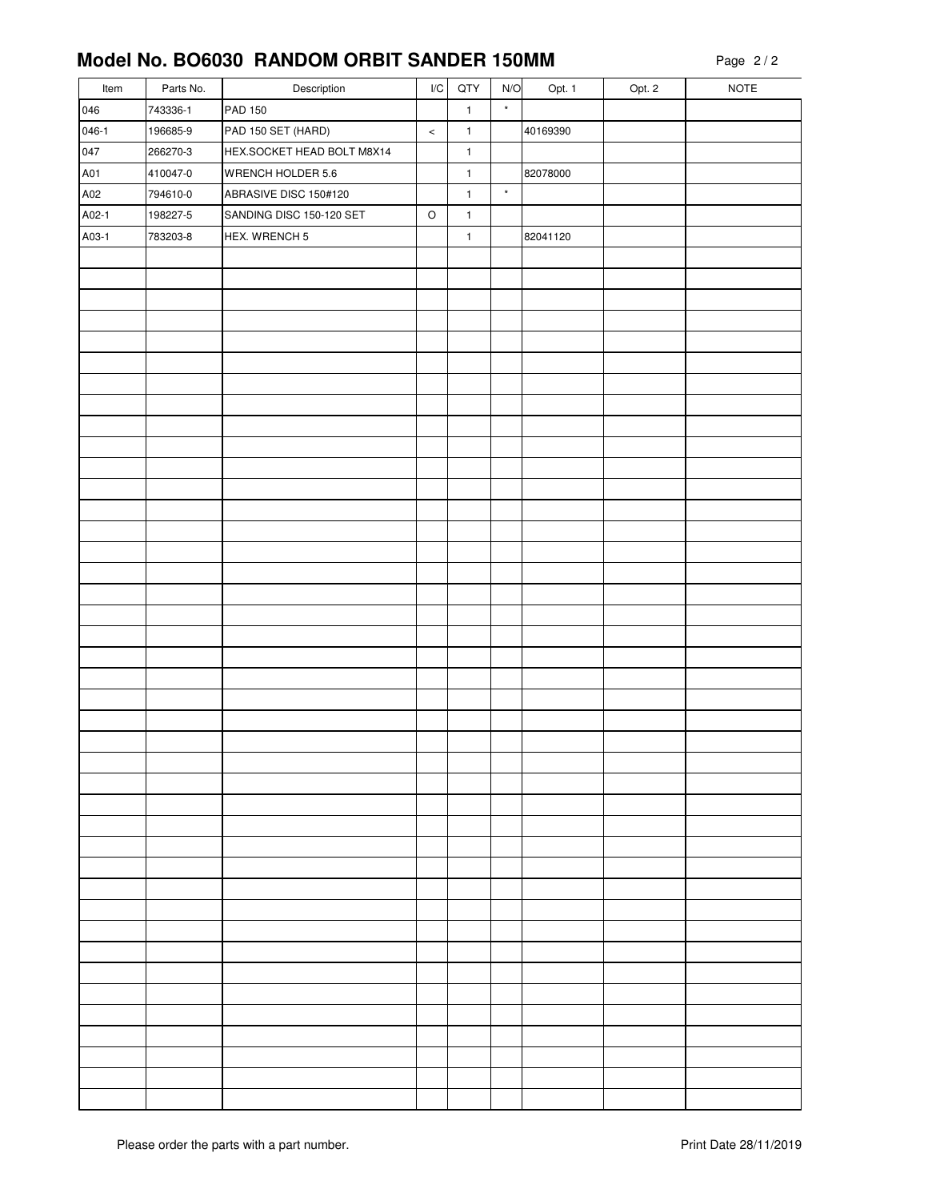# Model No. BO6030 RANDOM ORBIT SANDER 150MM

| Item | Parts No. | Description | I/C | QTY | N/O | Opt. 1 | Opt. 2 | NOTE |
|---|---|---|---|---|---|---|---|---|
| 046 | 743336-1 | PAD 150 | | 1 | * | | | |
| 046-1 | 196685-9 | PAD 150 SET (HARD) | < | 1 | | 40169390 | | |
| 047 | 266270-3 | HEX.SOCKET HEAD BOLT M8X14 | | 1 | | | | |
| A01 | 410047-0 | WRENCH HOLDER 5.6 | | 1 | | 82078000 | | |
| A02 | 794610-0 | ABRASIVE DISC 150#120 | | 1 | * | | | |
| A02-1 | 198227-5 | SANDING DISC 150-120 SET | O | 1 | | | | |
| A03-1 | 783203-8 | HEX. WRENCH 5 | | 1 | | 82041120 | | |

Please order the parts with a part number.

Print Date 28/11/2019